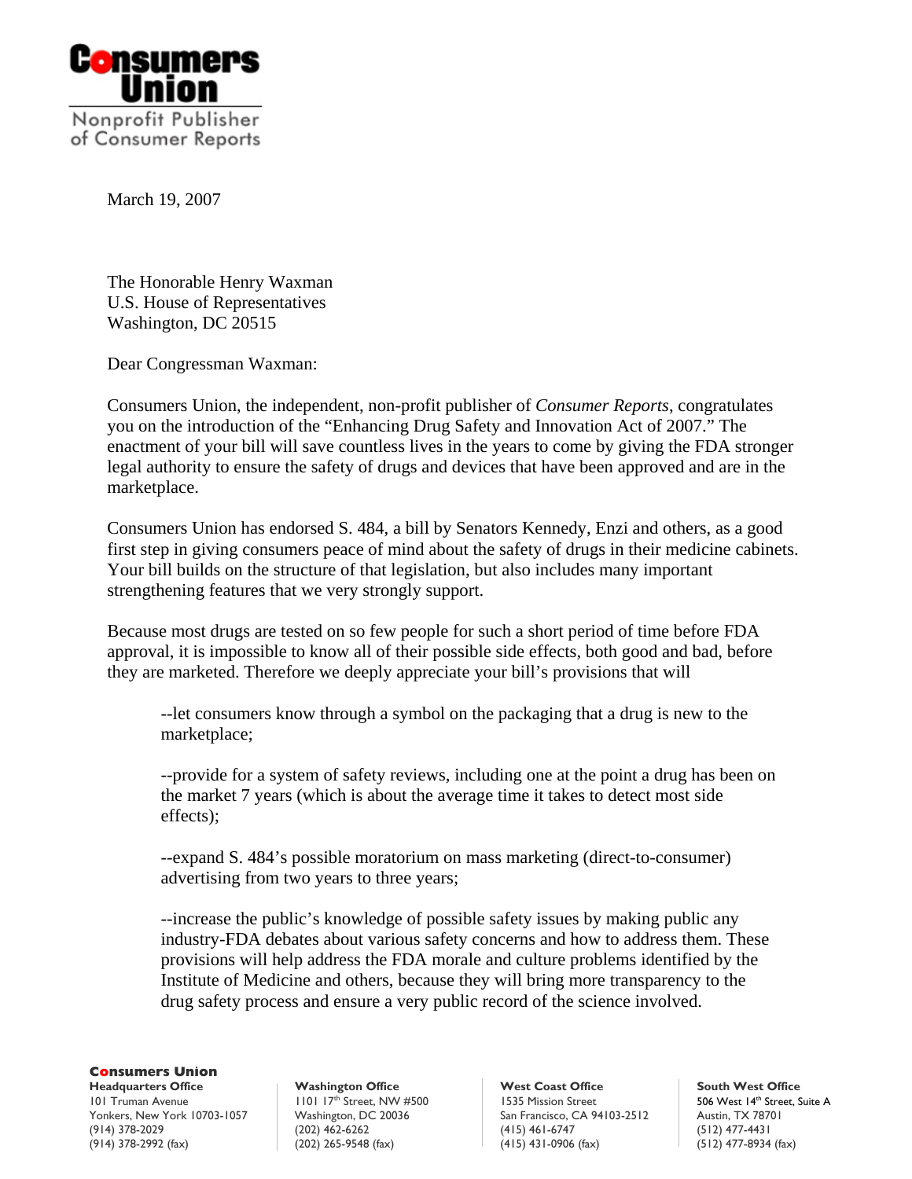**Consumers Union**

Nonprofit Publisher of Consumer Reports

March 19, 2007

The Honorable Henry Waxman
U.S. House of Representatives
Washington, DC 20515

Dear Congressman Waxman:

Consumers Union, the independent, non-profit publisher of *Consumer Reports*, congratulates you on the introduction of the "Enhancing Drug Safety and Innovation Act of 2007." The enactment of your bill will save countless lives in the years to come by giving the FDA stronger legal authority to ensure the safety of drugs and devices that have been approved and are in the marketplace.

Consumers Union has endorsed S. 484, a bill by Senators Kennedy, Enzi and others, as a good first step in giving consumers peace of mind about the safety of drugs in their medicine cabinets. Your bill builds on the structure of that legislation, but also includes many important strengthening features that we very strongly support.

Because most drugs are tested on so few people for such a short period of time before FDA approval, it is impossible to know all of their possible side effects, both good and bad, before they are marketed. Therefore we deeply appreciate your bill's provisions that will

> --let consumers know through a symbol on the packaging that a drug is new to the marketplace;
>
> --provide for a system of safety reviews, including one at the point a drug has been on the market 7 years (which is about the average time it takes to detect most side effects);
>
> --expand S. 484's possible moratorium on mass marketing (direct-to-consumer) advertising from two years to three years;
>
> --increase the public's knowledge of possible safety issues by making public any industry-FDA debates about various safety concerns and how to address them. These provisions will help address the FDA morale and culture problems identified by the Institute of Medicine and others, because they will bring more transparency to the drug safety process and ensure a very public record of the science involved.

**Consumers Union**

**Headquarters Office**
101 Truman Avenue
Yonkers, New York 10703-1057
(914) 378-2029
(914) 378-2992 (fax)

**Washington Office**
1101 17th Street, NW #500
Washington, DC 20036
(202) 462-6262
(202) 265-9548 (fax)

**West Coast Office**
1535 Mission Street
San Francisco, CA 94103-2512
(415) 461-6747
(415) 431-0906 (fax)

**South West Office**
506 West 14th Street, Suite A
Austin, TX 78701
(512) 477-4431
(512) 477-8934 (fax)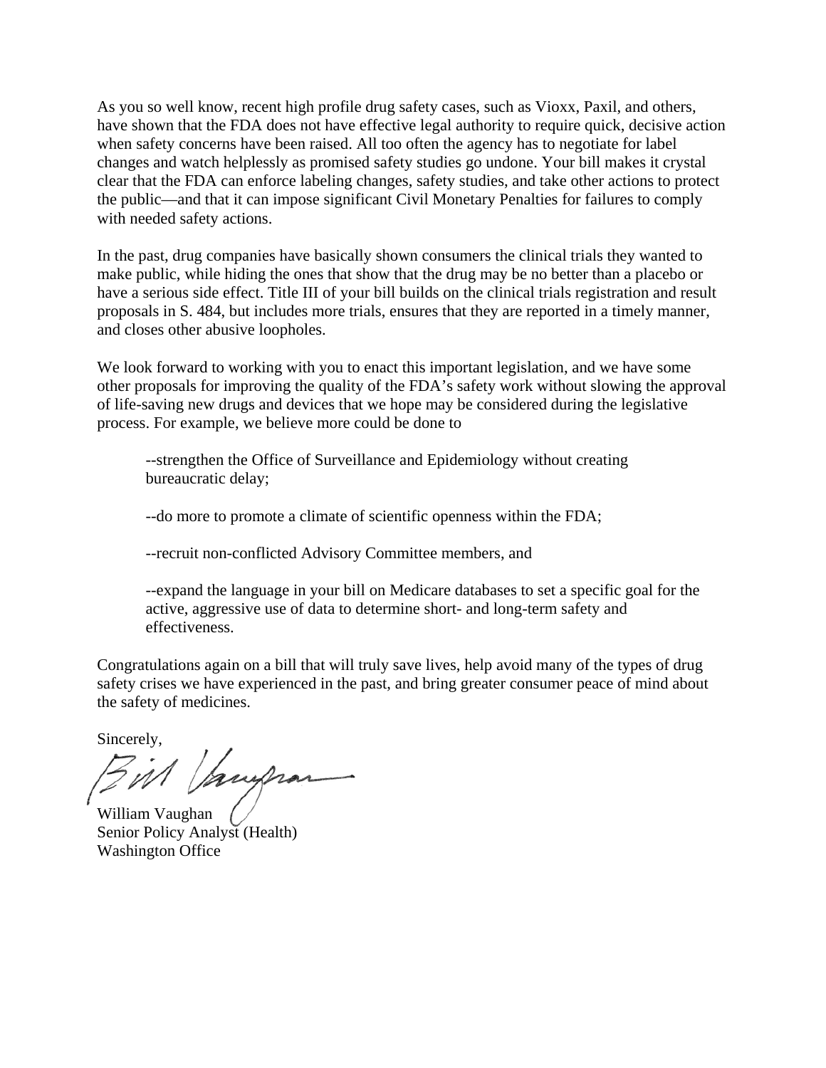As you so well know, recent high profile drug safety cases, such as Vioxx, Paxil, and others, have shown that the FDA does not have effective legal authority to require quick, decisive action when safety concerns have been raised. All too often the agency has to negotiate for label changes and watch helplessly as promised safety studies go undone. Your bill makes it crystal clear that the FDA can enforce labeling changes, safety studies, and take other actions to protect the public—and that it can impose significant Civil Monetary Penalties for failures to comply with needed safety actions.

In the past, drug companies have basically shown consumers the clinical trials they wanted to make public, while hiding the ones that show that the drug may be no better than a placebo or have a serious side effect. Title III of your bill builds on the clinical trials registration and result proposals in S. 484, but includes more trials, ensures that they are reported in a timely manner, and closes other abusive loopholes.

We look forward to working with you to enact this important legislation, and we have some other proposals for improving the quality of the FDA's safety work without slowing the approval of life-saving new drugs and devices that we hope may be considered during the legislative process. For example, we believe more could be done to

> --strengthen the Office of Surveillance and Epidemiology without creating bureaucratic delay;
>
> --do more to promote a climate of scientific openness within the FDA;
>
> --recruit non-conflicted Advisory Committee members, and
>
> --expand the language in your bill on Medicare databases to set a specific goal for the active, aggressive use of data to determine short- and long-term safety and effectiveness.

Congratulations again on a bill that will truly save lives, help avoid many of the types of drug safety crises we have experienced in the past, and bring greater consumer peace of mind about the safety of medicines.

Sincerely,

William Vaughan
Senior Policy Analyst (Health)
Washington Office